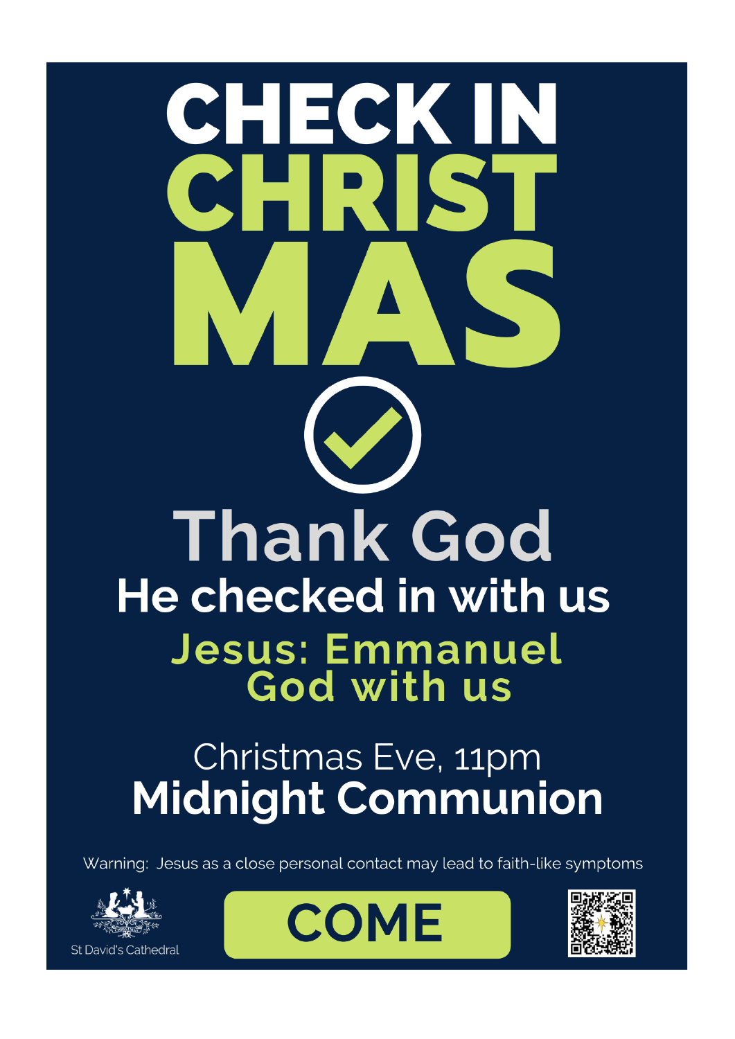# CHECK IN CHRISTMAS

## Thank God

### He checked in with us

**Jesus: Emmanuel God with us**

Christmas Eve, 11pm

**Midnight Communion**

Warning: Jesus as a close personal contact may lead to faith-like symptoms

St David's Cathedral

**COME**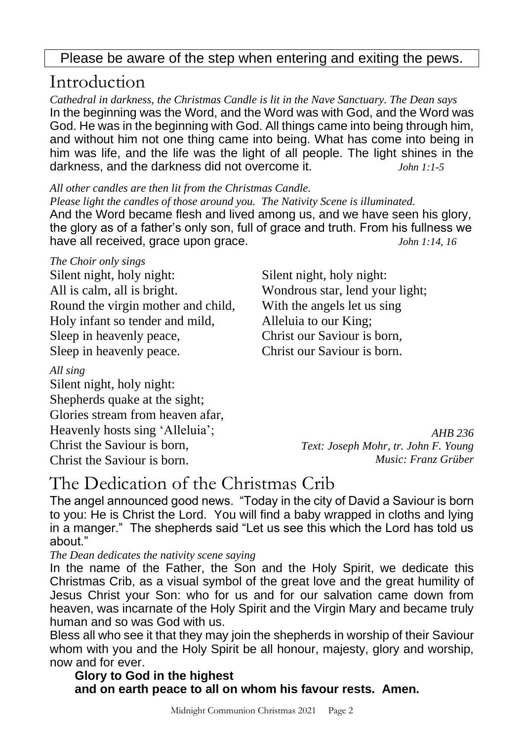Please be aware of the step when entering and exiting the pews.

# Introduction

*Cathedral in darkness, the Christmas Candle is lit in the Nave Sanctuary. The Dean says*
In the beginning was the Word, and the Word was with God, and the Word was God. He was in the beginning with God. All things came into being through him, and without him not one thing came into being. What has come into being in him was life, and the life was the light of all people. The light shines in the darkness, and the darkness did not overcome it. *John 1:1-5*

*All other candles are then lit from the Christmas Candle.*
*Please light the candles of those around you. The Nativity Scene is illuminated.*
And the Word became flesh and lived among us, and we have seen his glory, the glory as of a father's only son, full of grace and truth. From his fullness we have all received, grace upon grace. *John 1:14, 16*

*The Choir only sings*
Silent night, holy night:
All is calm, all is bright.
Round the virgin mother and child,
Holy infant so tender and mild,
Sleep in heavenly peace,
Sleep in heavenly peace.

Silent night, holy night:
Wondrous star, lend your light;
With the angels let us sing
Alleluia to our King;
Christ our Saviour is born,
Christ our Saviour is born.

*All sing*
Silent night, holy night:
Shepherds quake at the sight;
Glories stream from heaven afar,
Heavenly hosts sing 'Alleluia';
Christ the Saviour is born,
Christ the Saviour is born.

*AHB 236*
*Text: Joseph Mohr, tr. John F. Young*
*Music: Franz Grüber*

# The Dedication of the Christmas Crib

The angel announced good news. "Today in the city of David a Saviour is born to you: He is Christ the Lord. You will find a baby wrapped in cloths and lying in a manger." The shepherds said "Let us see this which the Lord has told us about."

*The Dean dedicates the nativity scene saying*
In the name of the Father, the Son and the Holy Spirit, we dedicate this Christmas Crib, as a visual symbol of the great love and the great humility of Jesus Christ your Son: who for us and for our salvation came down from heaven, was incarnate of the Holy Spirit and the Virgin Mary and became truly human and so was God with us.
Bless all who see it that they may join the shepherds in worship of their Saviour whom with you and the Holy Spirit be all honour, majesty, glory and worship, now and for ever.

**Glory to God in the highest**
**and on earth peace to all on whom his favour rests. Amen.**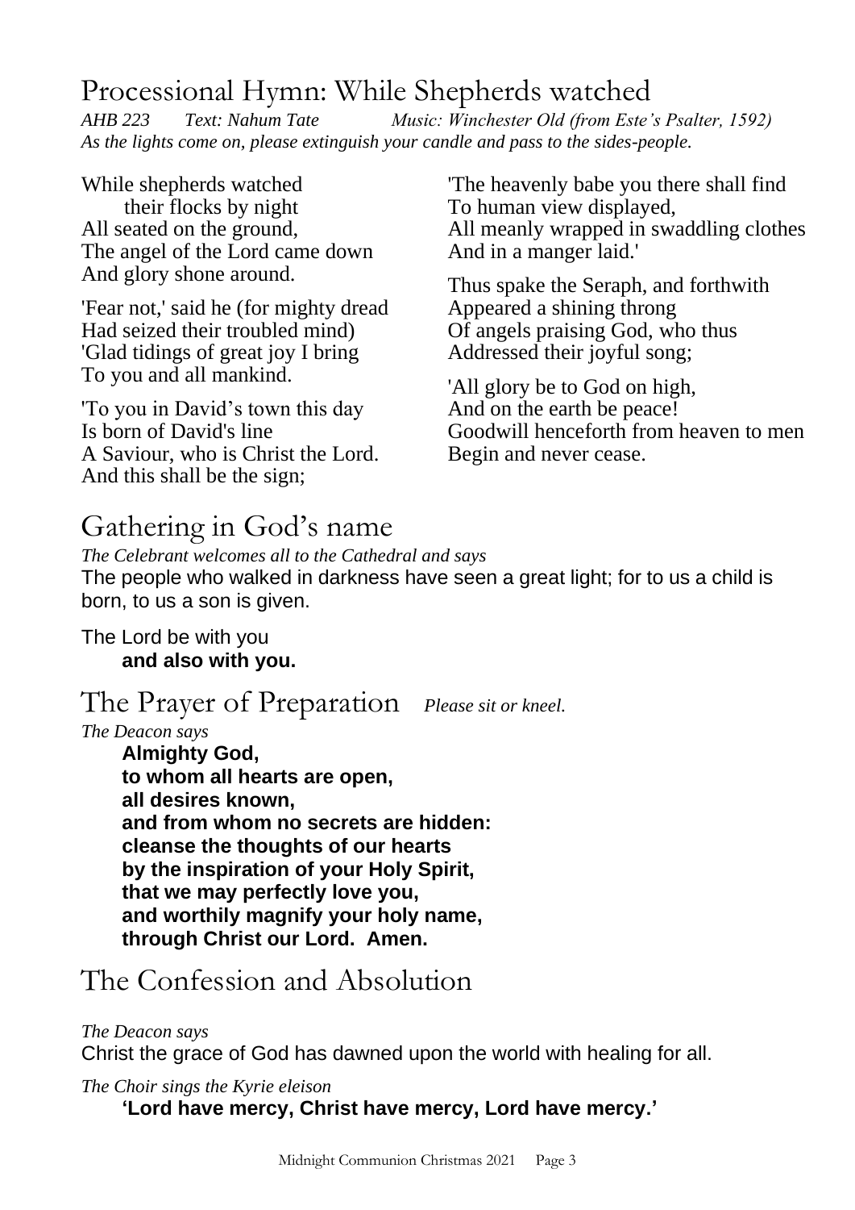## Processional Hymn: While Shepherds watched

*AHB 223 Text: Nahum Tate Music: Winchester Old (from Este's Psalter, 1592)*
*As the lights come on, please extinguish your candle and pass to the sides-people.*

While shepherds watched
their flocks by night
All seated on the ground,
The angel of the Lord came down
And glory shone around.

'Fear not,' said he (for mighty dread
Had seized their troubled mind)
'Glad tidings of great joy I bring
To you and all mankind.

'To you in David's town this day
Is born of David's line
A Saviour, who is Christ the Lord.
And this shall be the sign;

'The heavenly babe you there shall find
To human view displayed,
All meanly wrapped in swaddling clothes
And in a manger laid.'

Thus spake the Seraph, and forthwith
Appeared a shining throng
Of angels praising God, who thus
Addressed their joyful song;

'All glory be to God on high,
And on the earth be peace!
Goodwill henceforth from heaven to men
Begin and never cease.

## Gathering in God's name

*The Celebrant welcomes all to the Cathedral and says*
The people who walked in darkness have seen a great light; for to us a child is born, to us a son is given.

The Lord be with you
**and also with you.**

## The Prayer of Preparation *Please sit or kneel.*

*The Deacon says*
**Almighty God,
to whom all hearts are open,
all desires known,
and from whom no secrets are hidden:
cleanse the thoughts of our hearts
by the inspiration of your Holy Spirit,
that we may perfectly love you,
and worthily magnify your holy name,
through Christ our Lord. Amen.**

## The Confession and Absolution

*The Deacon says*
Christ the grace of God has dawned upon the world with healing for all.

*The Choir sings the Kyrie eleison*
**'Lord have mercy, Christ have mercy, Lord have mercy.'**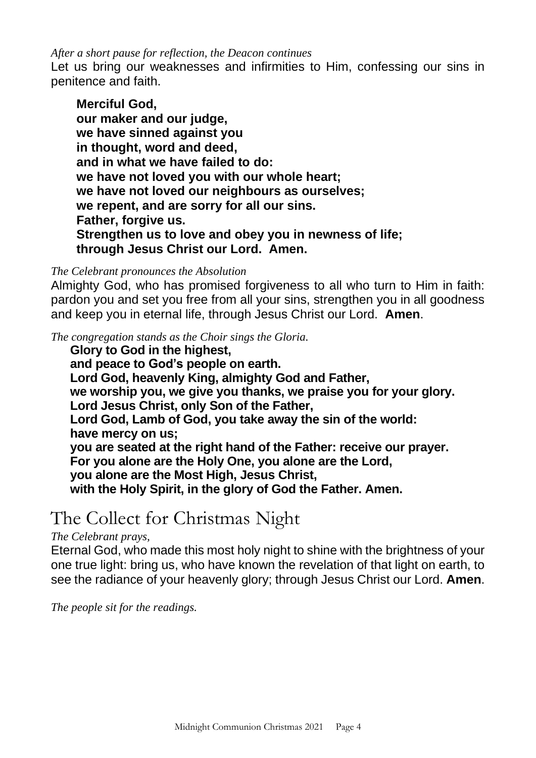*After a short pause for reflection, the Deacon continues*

Let us bring our weaknesses and infirmities to Him, confessing our sins in penitence and faith.

**Merciful God,**
**our maker and our judge,**
**we have sinned against you**
**in thought, word and deed,**
**and in what we have failed to do:**
**we have not loved you with our whole heart;**
**we have not loved our neighbours as ourselves;**
**we repent, and are sorry for all our sins.**
**Father, forgive us.**
**Strengthen us to love and obey you in newness of life;**
**through Jesus Christ our Lord. Amen.**

*The Celebrant pronounces the Absolution*

Almighty God, who has promised forgiveness to all who turn to Him in faith: pardon you and set you free from all your sins, strengthen you in all goodness and keep you in eternal life, through Jesus Christ our Lord. **Amen**.

*The congregation stands as the Choir sings the Gloria.*

**Glory to God in the highest,**
**and peace to God's people on earth.**
**Lord God, heavenly King, almighty God and Father,**
**we worship you, we give you thanks, we praise you for your glory.**
**Lord Jesus Christ, only Son of the Father,**
**Lord God, Lamb of God, you take away the sin of the world:**
**have mercy on us;**
**you are seated at the right hand of the Father: receive our prayer.**
**For you alone are the Holy One, you alone are the Lord,**
**you alone are the Most High, Jesus Christ,**
**with the Holy Spirit, in the glory of God the Father. Amen.**

## The Collect for Christmas Night

*The Celebrant prays,*

Eternal God, who made this most holy night to shine with the brightness of your one true light: bring us, who have known the revelation of that light on earth, to see the radiance of your heavenly glory; through Jesus Christ our Lord. **Amen**.

*The people sit for the readings.*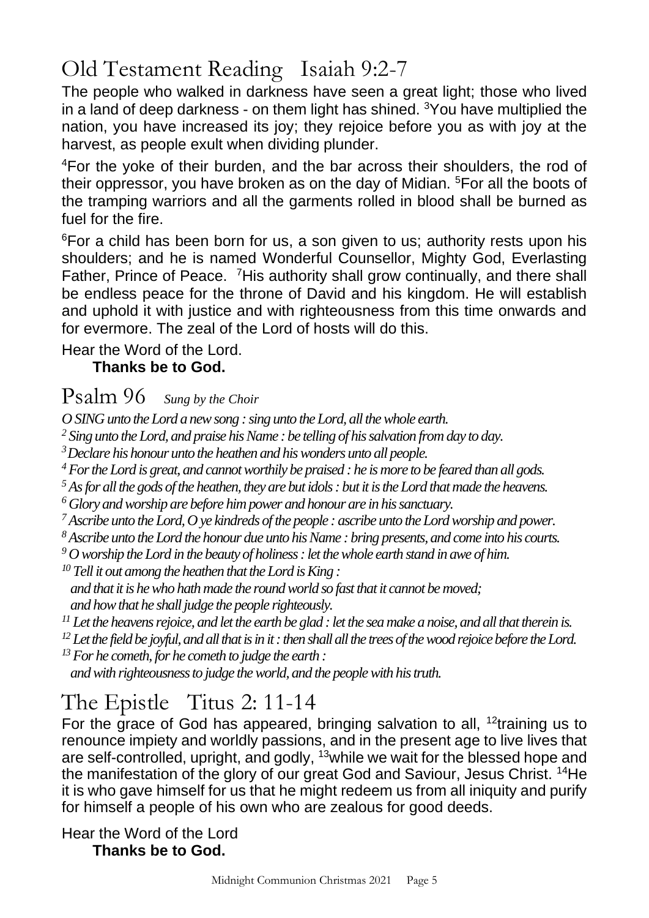## Old Testament Reading   Isaiah 9:2-7

The people who walked in darkness have seen a great light; those who lived in a land of deep darkness - on them light has shined. [3]You have multiplied the nation, you have increased its joy; they rejoice before you as with joy at the harvest, as people exult when dividing plunder.

[4]For the yoke of their burden, and the bar across their shoulders, the rod of their oppressor, you have broken as on the day of Midian. [5]For all the boots of the tramping warriors and all the garments rolled in blood shall be burned as fuel for the fire.

[6]For a child has been born for us, a son given to us; authority rests upon his shoulders; and he is named Wonderful Counsellor, Mighty God, Everlasting Father, Prince of Peace. [7]His authority shall grow continually, and there shall be endless peace for the throne of David and his kingdom. He will establish and uphold it with justice and with righteousness from this time onwards and for evermore. The zeal of the Lord of hosts will do this.

Hear the Word of the Lord.

**Thanks be to God.**

## Psalm 96   *Sung by the Choir*

*O SING unto the Lord a new song : sing unto the Lord, all the whole earth.*
*[2] Sing unto the Lord, and praise his Name : be telling of his salvation from day to day.*
*[3] Declare his honour unto the heathen and his wonders unto all people.*
*[4] For the Lord is great, and cannot worthily be praised : he is more to be feared than all gods.*
*[5] As for all the gods of the heathen, they are but idols : but it is the Lord that made the heavens.*
*[6] Glory and worship are before him power and honour are in his sanctuary.*
*[7] Ascribe unto the Lord, O ye kindreds of the people : ascribe unto the Lord worship and power.*
*[8] Ascribe unto the Lord the honour due unto his Name : bring presents, and come into his courts.*
*[9] O worship the Lord in the beauty of holiness : let the whole earth stand in awe of him.*
*[10] Tell it out among the heathen that the Lord is King :*
*and that it is he who hath made the round world so fast that it cannot be moved;*
*and how that he shall judge the people righteously.*
*[11] Let the heavens rejoice, and let the earth be glad : let the sea make a noise, and all that therein is.*
*[12] Let the field be joyful, and all that is in it : then shall all the trees of the wood rejoice before the Lord.*
*[13] For he cometh, for he cometh to judge the earth :*
*and with righteousness to judge the world, and the people with his truth.*

## The Epistle   Titus 2: 11-14

For the grace of God has appeared, bringing salvation to all, [12]training us to renounce impiety and worldly passions, and in the present age to live lives that are self-controlled, upright, and godly, [13]while we wait for the blessed hope and the manifestation of the glory of our great God and Saviour, Jesus Christ. [14]He it is who gave himself for us that he might redeem us from all iniquity and purify for himself a people of his own who are zealous for good deeds.

Hear the Word of the Lord

**Thanks be to God.**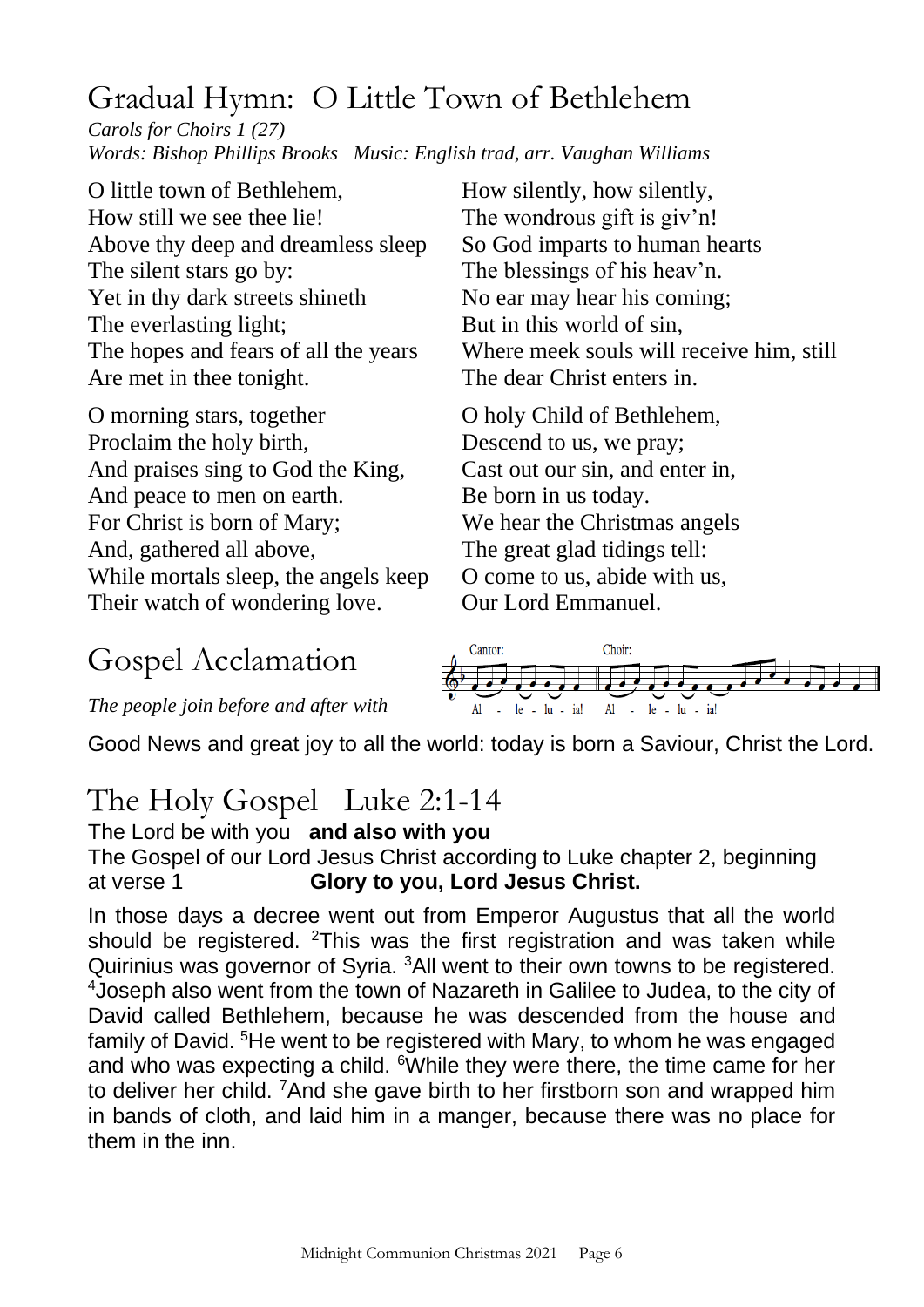# Gradual Hymn: O Little Town of Bethlehem

*Carols for Choirs 1 (27)*
*Words: Bishop Phillips Brooks   Music: English trad, arr. Vaughan Williams*

O little town of Bethlehem,
How still we see thee lie!
Above thy deep and dreamless sleep
The silent stars go by:
Yet in thy dark streets shineth
The everlasting light;
The hopes and fears of all the years
Are met in thee tonight.

O morning stars, together
Proclaim the holy birth,
And praises sing to God the King,
And peace to men on earth.
For Christ is born of Mary;
And, gathered all above,
While mortals sleep, the angels keep
Their watch of wondering love.

How silently, how silently,
The wondrous gift is giv'n!
So God imparts to human hearts
The blessings of his heav'n.
No ear may hear his coming;
But in this world of sin,
Where meek souls will receive him, still
The dear Christ enters in.

O holy Child of Bethlehem,
Descend to us, we pray;
Cast out our sin, and enter in,
Be born in us today.
We hear the Christmas angels
The great glad tidings tell:
O come to us, abide with us,
Our Lord Emmanuel.

# Gospel Acclamation

*The people join before and after with*

Cantor: Al - le - lu - ia! Choir: Al - le - lu - ia!

Good News and great joy to all the world: today is born a Saviour, Christ the Lord.

# The Holy Gospel   Luke 2:1-14

The Lord be with you   **and also with you**

The Gospel of our Lord Jesus Christ according to Luke chapter 2, beginning at verse 1   **Glory to you, Lord Jesus Christ.**

In those days a decree went out from Emperor Augustus that all the world should be registered. [2]This was the first registration and was taken while Quirinius was governor of Syria. [3]All went to their own towns to be registered. [4]Joseph also went from the town of Nazareth in Galilee to Judea, to the city of David called Bethlehem, because he was descended from the house and family of David. [5]He went to be registered with Mary, to whom he was engaged and who was expecting a child. [6]While they were there, the time came for her to deliver her child. [7]And she gave birth to her firstborn son and wrapped him in bands of cloth, and laid him in a manger, because there was no place for them in the inn.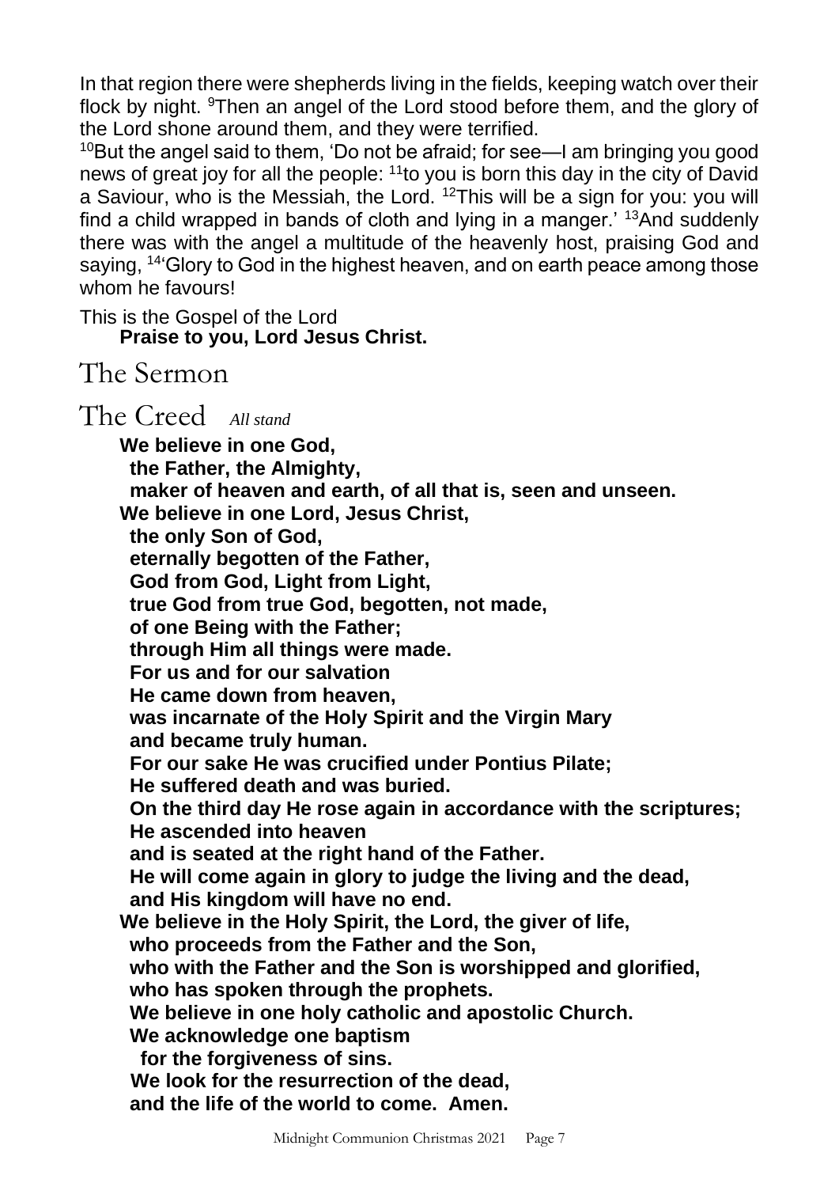In that region there were shepherds living in the fields, keeping watch over their flock by night. [9]Then an angel of the Lord stood before them, and the glory of the Lord shone around them, and they were terrified.
[10]But the angel said to them, 'Do not be afraid; for see—I am bringing you good news of great joy for all the people: [11]to you is born this day in the city of David a Saviour, who is the Messiah, the Lord. [12]This will be a sign for you: you will find a child wrapped in bands of cloth and lying in a manger.' [13]And suddenly there was with the angel a multitude of the heavenly host, praising God and saying, [14]'Glory to God in the highest heaven, and on earth peace among those whom he favours!

This is the Gospel of the Lord
**Praise to you, Lord Jesus Christ.**

# The Sermon

# The Creed *All stand*

**We believe in one God,**
**the Father, the Almighty,**
**maker of heaven and earth, of all that is, seen and unseen.**
**We believe in one Lord, Jesus Christ,**
**the only Son of God,**
**eternally begotten of the Father,**
**God from God, Light from Light,**
**true God from true God, begotten, not made,**
**of one Being with the Father;**
**through Him all things were made.**
**For us and for our salvation**
**He came down from heaven,**
**was incarnate of the Holy Spirit and the Virgin Mary**
**and became truly human.**
**For our sake He was crucified under Pontius Pilate;**
**He suffered death and was buried.**
**On the third day He rose again in accordance with the scriptures;**
**He ascended into heaven**
**and is seated at the right hand of the Father.**
**He will come again in glory to judge the living and the dead,**
**and His kingdom will have no end.**
**We believe in the Holy Spirit, the Lord, the giver of life,**
**who proceeds from the Father and the Son,**
**who with the Father and the Son is worshipped and glorified,**
**who has spoken through the prophets.**
**We believe in one holy catholic and apostolic Church.**
**We acknowledge one baptism**
**for the forgiveness of sins.**
**We look for the resurrection of the dead,**
**and the life of the world to come. Amen.**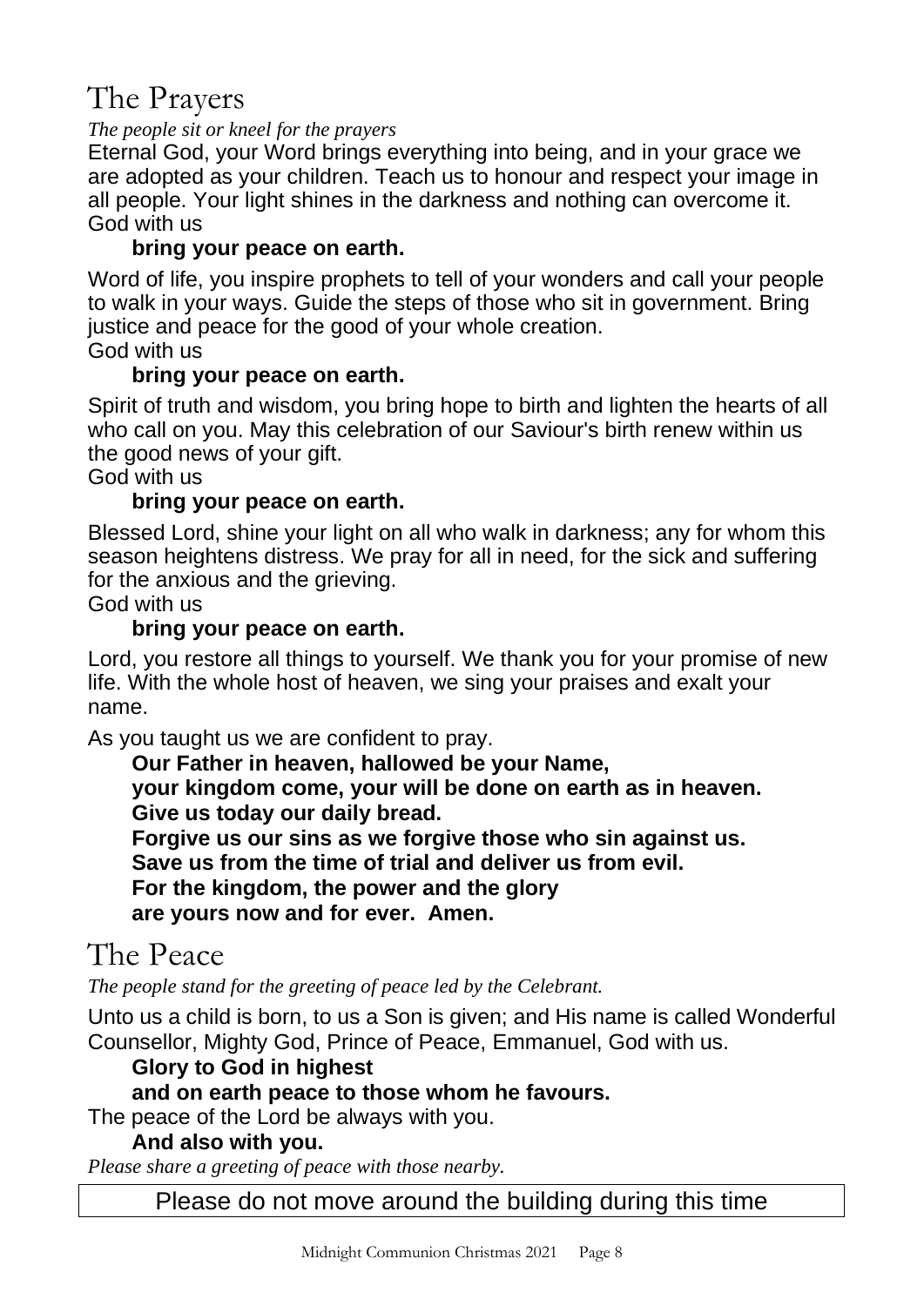# The Prayers

*The people sit or kneel for the prayers*

Eternal God, your Word brings everything into being, and in your grace we are adopted as your children. Teach us to honour and respect your image in all people. Your light shines in the darkness and nothing can overcome it.
God with us

**bring your peace on earth.**

Word of life, you inspire prophets to tell of your wonders and call your people to walk in your ways. Guide the steps of those who sit in government. Bring justice and peace for the good of your whole creation.
God with us

**bring your peace on earth.**

Spirit of truth and wisdom, you bring hope to birth and lighten the hearts of all who call on you. May this celebration of our Saviour's birth renew within us the good news of your gift.
God with us

**bring your peace on earth.**

Blessed Lord, shine your light on all who walk in darkness; any for whom this season heightens distress. We pray for all in need, for the sick and suffering for the anxious and the grieving.
God with us

**bring your peace on earth.**

Lord, you restore all things to yourself. We thank you for your promise of new life. With the whole host of heaven, we sing your praises and exalt your name.

As you taught us we are confident to pray.

**Our Father in heaven, hallowed be your Name,**
**your kingdom come, your will be done on earth as in heaven.**
**Give us today our daily bread.**
**Forgive us our sins as we forgive those who sin against us.**
**Save us from the time of trial and deliver us from evil.**
**For the kingdom, the power and the glory**
**are yours now and for ever. Amen.**

# The Peace

*The people stand for the greeting of peace led by the Celebrant.*

Unto us a child is born, to us a Son is given; and His name is called Wonderful Counsellor, Mighty God, Prince of Peace, Emmanuel, God with us.

**Glory to God in highest**
**and on earth peace to those whom he favours.**

The peace of the Lord be always with you.

**And also with you.**

*Please share a greeting of peace with those nearby.*

Please do not move around the building during this time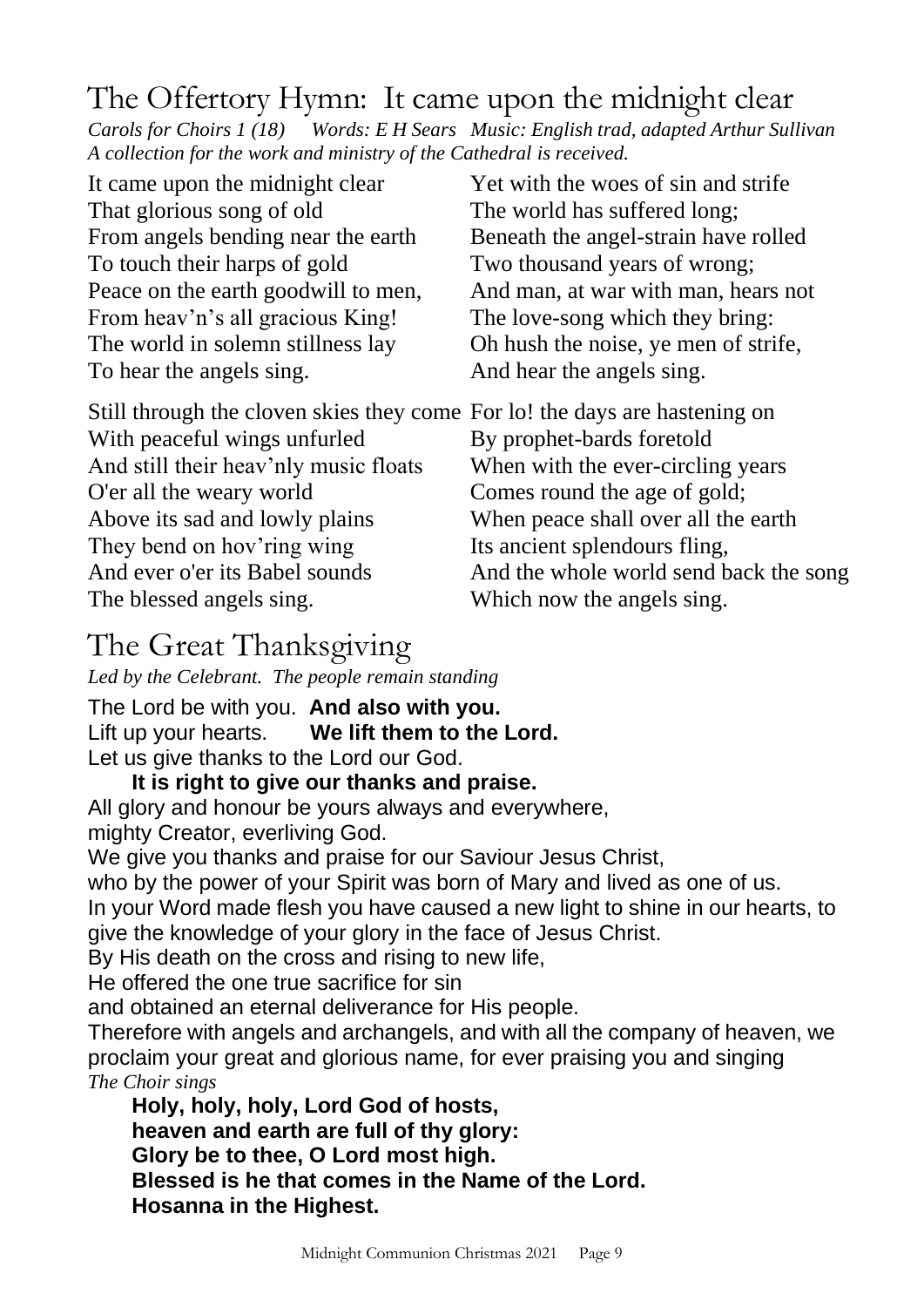# The Offertory Hymn: It came upon the midnight clear

*Carols for Choirs 1 (18) Words: E H Sears Music: English trad, adapted Arthur Sullivan*
*A collection for the work and ministry of the Cathedral is received.*

It came upon the midnight clear
That glorious song of old
From angels bending near the earth
To touch their harps of gold
Peace on the earth goodwill to men,
From heav'n's all gracious King!
The world in solemn stillness lay
To hear the angels sing.

Still through the cloven skies they come
With peaceful wings unfurled
And still their heav'nly music floats
O'er all the weary world
Above its sad and lowly plains
They bend on hov'ring wing
And ever o'er its Babel sounds
The blessed angels sing.

Yet with the woes of sin and strife
The world has suffered long;
Beneath the angel-strain have rolled
Two thousand years of wrong;
And man, at war with man, hears not
The love-song which they bring:
Oh hush the noise, ye men of strife,
And hear the angels sing.

For lo! the days are hastening on
By prophet-bards foretold
When with the ever-circling years
Comes round the age of gold;
When peace shall over all the earth
Its ancient splendours fling,
And the whole world send back the song
Which now the angels sing.

# The Great Thanksgiving

*Led by the Celebrant. The people remain standing*

The Lord be with you. **And also with you.**
Lift up your hearts. **We lift them to the Lord.**
Let us give thanks to the Lord our God.
**It is right to give our thanks and praise.**
All glory and honour be yours always and everywhere,
mighty Creator, everliving God.
We give you thanks and praise for our Saviour Jesus Christ,
who by the power of your Spirit was born of Mary and lived as one of us.
In your Word made flesh you have caused a new light to shine in our hearts, to give the knowledge of your glory in the face of Jesus Christ.
By His death on the cross and rising to new life,
He offered the one true sacrifice for sin
and obtained an eternal deliverance for His people.
Therefore with angels and archangels, and with all the company of heaven, we proclaim your great and glorious name, for ever praising you and singing
*The Choir sings*
**Holy, holy, holy, Lord God of hosts,**
**heaven and earth are full of thy glory:**
**Glory be to thee, O Lord most high.**
**Blessed is he that comes in the Name of the Lord.**
**Hosanna in the Highest.**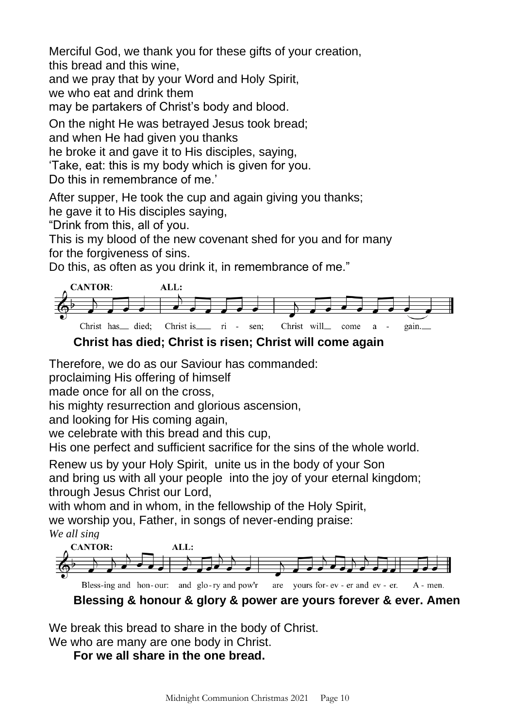Merciful God, we thank you for these gifts of your creation,
this bread and this wine,
and we pray that by your Word and Holy Spirit,
we who eat and drink them
may be partakers of Christ's body and blood.

On the night He was betrayed Jesus took bread;
and when He had given you thanks
he broke it and gave it to His disciples, saying,
'Take, eat: this is my body which is given for you.
Do this in remembrance of me.'

After supper, He took the cup and again giving you thanks;
he gave it to His disciples saying,
"Drink from this, all of you.
This is my blood of the new covenant shed for you and for many
for the forgiveness of sins.
Do this, as often as you drink it, in remembrance of me."

CANTOR: Christ has died; ALL: Christ is risen; Christ will come again.

**Christ has died; Christ is risen; Christ will come again**

Therefore, we do as our Saviour has commanded:
proclaiming His offering of himself
made once for all on the cross,
his mighty resurrection and glorious ascension,
and looking for His coming again,
we celebrate with this bread and this cup,
His one perfect and sufficient sacrifice for the sins of the whole world.

Renew us by your Holy Spirit, unite us in the body of your Son
and bring us with all your people into the joy of your eternal kingdom;
through Jesus Christ our Lord,
with whom and in whom, in the fellowship of the Holy Spirit,
we worship you, Father, in songs of never-ending praise:

*We all sing*

CANTOR: Bless-ing and hon-our: ALL: and glo-ry and pow'r are yours for-ev-er and ev-er. A-men.

**Blessing & honour & glory & power are yours forever & ever. Amen**

We break this bread to share in the body of Christ.
We who are many are one body in Christ.

**For we all share in the one bread.**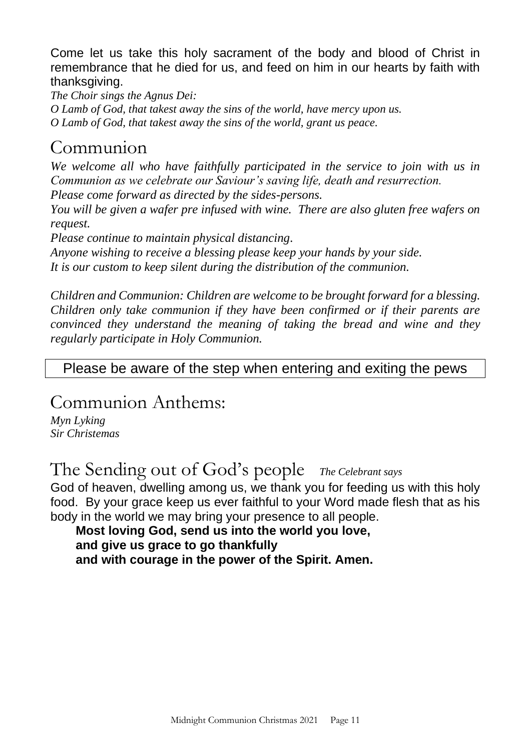Come let us take this holy sacrament of the body and blood of Christ in remembrance that he died for us, and feed on him in our hearts by faith with thanksgiving.

*The Choir sings the Agnus Dei:*
*O Lamb of God, that takest away the sins of the world, have mercy upon us.*
*O Lamb of God, that takest away the sins of the world, grant us peace.*

# Communion

*We welcome all who have faithfully participated in the service to join with us in Communion as we celebrate our Saviour's saving life, death and resurrection.*
*Please come forward as directed by the sides-persons.*
*You will be given a wafer pre infused with wine. There are also gluten free wafers on request.*
*Please continue to maintain physical distancing.*
*Anyone wishing to receive a blessing please keep your hands by your side.*
*It is our custom to keep silent during the distribution of the communion.*

*Children and Communion: Children are welcome to be brought forward for a blessing. Children only take communion if they have been confirmed or if their parents are convinced they understand the meaning of taking the bread and wine and they regularly participate in Holy Communion.*

Please be aware of the step when entering and exiting the pews

# Communion Anthems:

*Myn Lyking*
*Sir Christemas*

# The Sending out of God's people *The Celebrant says*

God of heaven, dwelling among us, we thank you for feeding us with this holy food. By your grace keep us ever faithful to your Word made flesh that as his body in the world we may bring your presence to all people.

**Most loving God, send us into the world you love,**
**and give us grace to go thankfully**
**and with courage in the power of the Spirit. Amen.**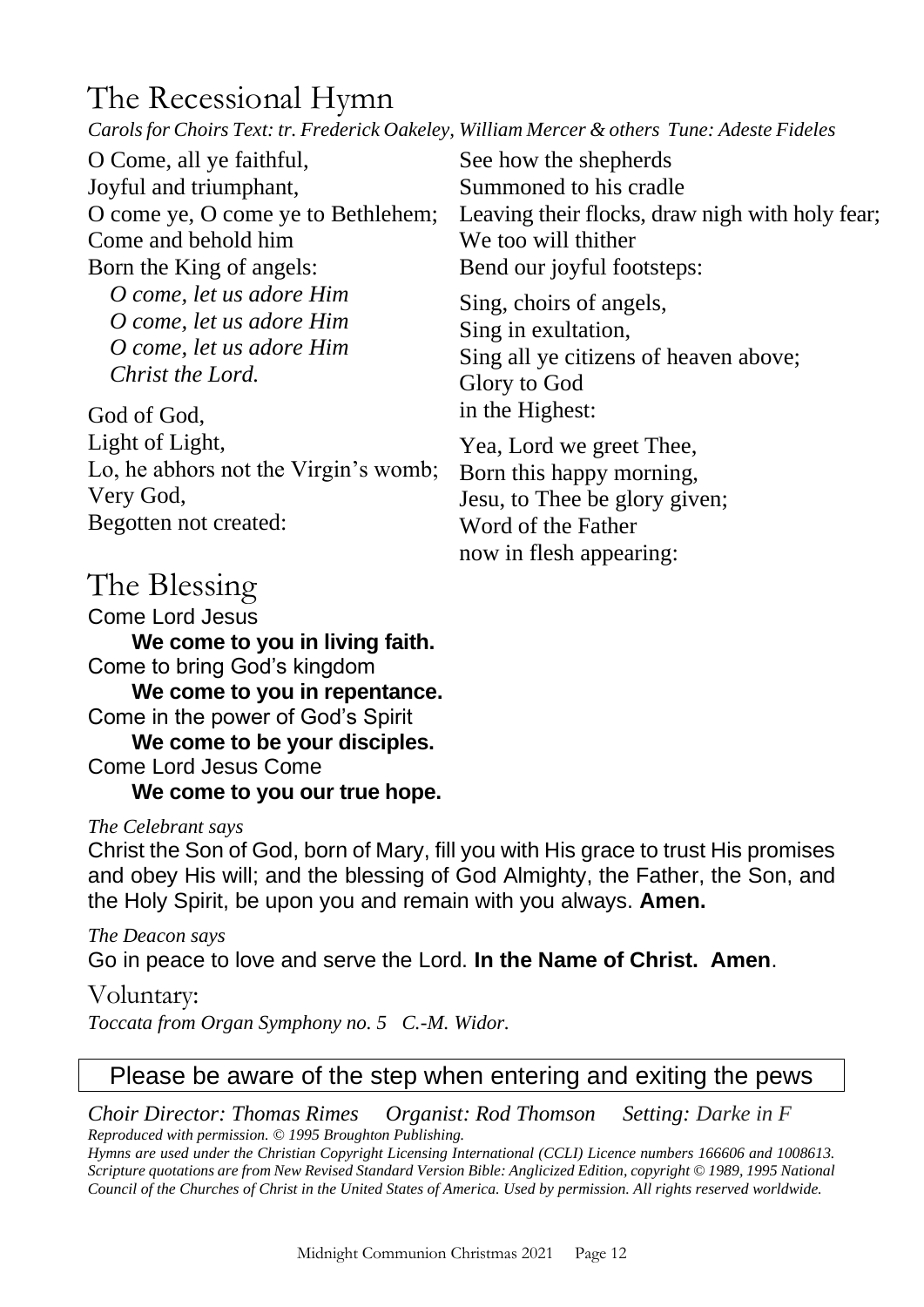# The Recessional Hymn

*Carols for Choirs Text: tr. Frederick Oakeley, William Mercer & others Tune: Adeste Fideles*

O Come, all ye faithful,
Joyful and triumphant,
O come ye, O come ye to Bethlehem;
Come and behold him
Born the King of angels:
*O come, let us adore Him*
*O come, let us adore Him*
*O come, let us adore Him*
*Christ the Lord.*

God of God,
Light of Light,
Lo, he abhors not the Virgin's womb;
Very God,
Begotten not created:

See how the shepherds
Summoned to his cradle
Leaving their flocks, draw nigh with holy fear;
We too will thither
Bend our joyful footsteps:

Sing, choirs of angels,
Sing in exultation,
Sing all ye citizens of heaven above;
Glory to God
in the Highest:

Yea, Lord we greet Thee,
Born this happy morning,
Jesu, to Thee be glory given;
Word of the Father
now in flesh appearing:

# The Blessing

Come Lord Jesus
**We come to you in living faith.**
Come to bring God's kingdom
**We come to you in repentance.**
Come in the power of God's Spirit
**We come to be your disciples.**
Come Lord Jesus Come
**We come to you our true hope.**

*The Celebrant says*

Christ the Son of God, born of Mary, fill you with His grace to trust His promises and obey His will; and the blessing of God Almighty, the Father, the Son, and the Holy Spirit, be upon you and remain with you always. **Amen.**

*The Deacon says*

Go in peace to love and serve the Lord. **In the Name of Christ. Amen**.

## Voluntary:

*Toccata from Organ Symphony no. 5 C.-M. Widor.*

Please be aware of the step when entering and exiting the pews

*Choir Director: Thomas Rimes Organist: Rod Thomson Setting: Darke in F*
*Reproduced with permission. © 1995 Broughton Publishing.*
*Hymns are used under the Christian Copyright Licensing International (CCLI) Licence numbers 166606 and 1008613. Scripture quotations are from New Revised Standard Version Bible: Anglicized Edition, copyright © 1989, 1995 National Council of the Churches of Christ in the United States of America. Used by permission. All rights reserved worldwide.*